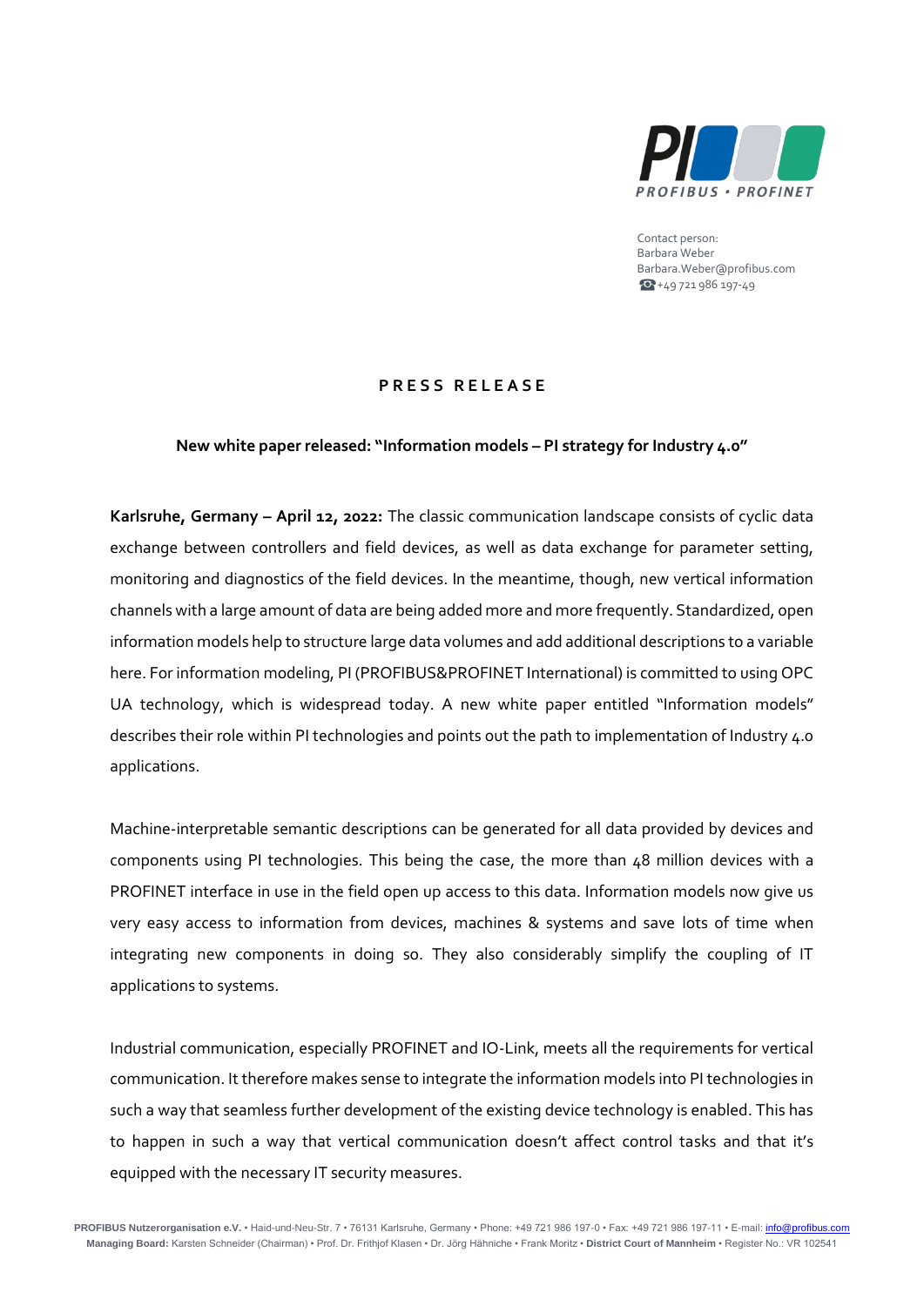Contact person:
Barbara Weber
Barbara.Weber@profibus.com
☎ +49 721 986 197-49

# PRESS RELEASE

**New white paper released: "Information models – PI strategy for Industry 4.0"**

**Karlsruhe, Germany – April 12, 2022:** The classic communication landscape consists of cyclic data exchange between controllers and field devices, as well as data exchange for parameter setting, monitoring and diagnostics of the field devices. In the meantime, though, new vertical information channels with a large amount of data are being added more and more frequently. Standardized, open information models help to structure large data volumes and add additional descriptions to a variable here. For information modeling, PI (PROFIBUS&PROFINET International) is committed to using OPC UA technology, which is widespread today. A new white paper entitled "Information models" describes their role within PI technologies and points out the path to implementation of Industry 4.0 applications.

Machine-interpretable semantic descriptions can be generated for all data provided by devices and components using PI technologies. This being the case, the more than 48 million devices with a PROFINET interface in use in the field open up access to this data. Information models now give us very easy access to information from devices, machines & systems and save lots of time when integrating new components in doing so. They also considerably simplify the coupling of IT applications to systems.

Industrial communication, especially PROFINET and IO-Link, meets all the requirements for vertical communication. It therefore makes sense to integrate the information models into PI technologies in such a way that seamless further development of the existing device technology is enabled. This has to happen in such a way that vertical communication doesn't affect control tasks and that it's equipped with the necessary IT security measures.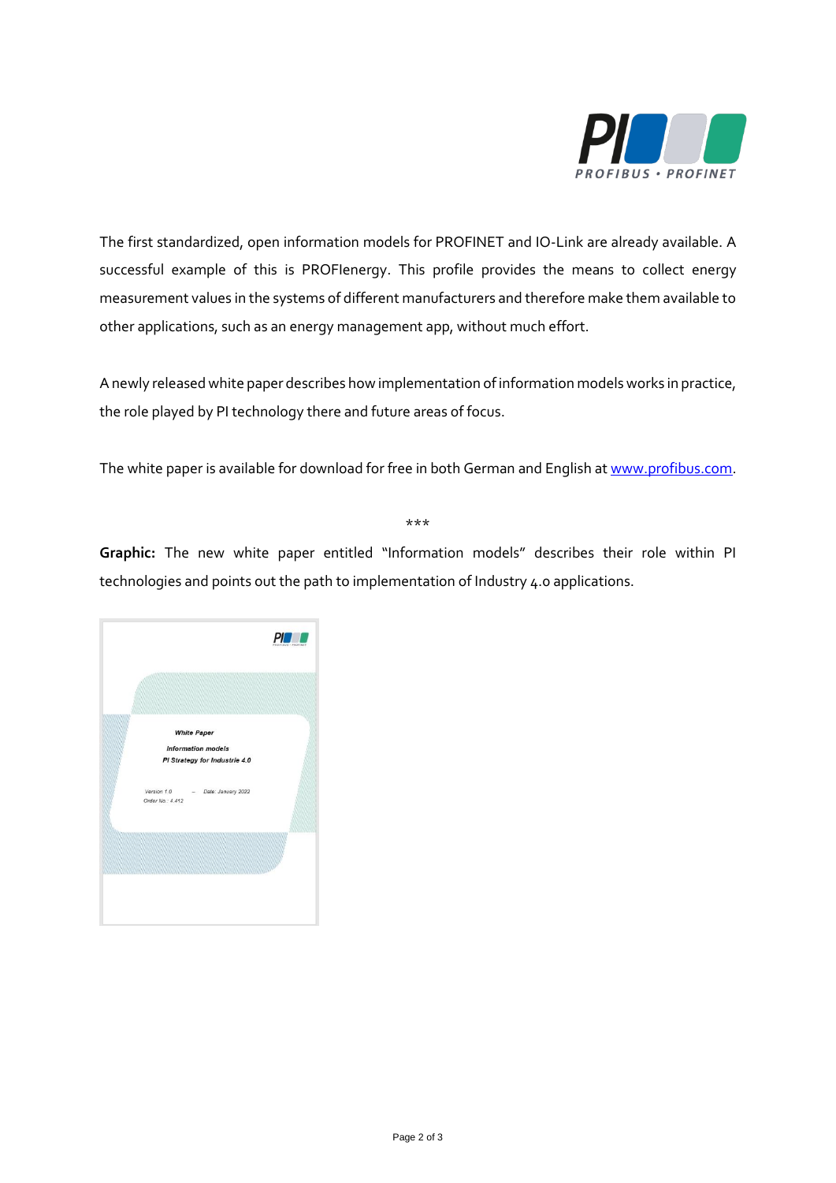The first standardized, open information models for PROFINET and IO-Link are already available. A successful example of this is PROFIenergy. This profile provides the means to collect energy measurement values in the systems of different manufacturers and therefore make them available to other applications, such as an energy management app, without much effort.

A newly released white paper describes how implementation of information models works in practice, the role played by PI technology there and future areas of focus.

The white paper is available for download for free in both German and English at [www.profibus.com](http://www.profibus.com).

***

**Graphic:** The new white paper entitled "Information models" describes their role within PI technologies and points out the path to implementation of Industry 4.0 applications.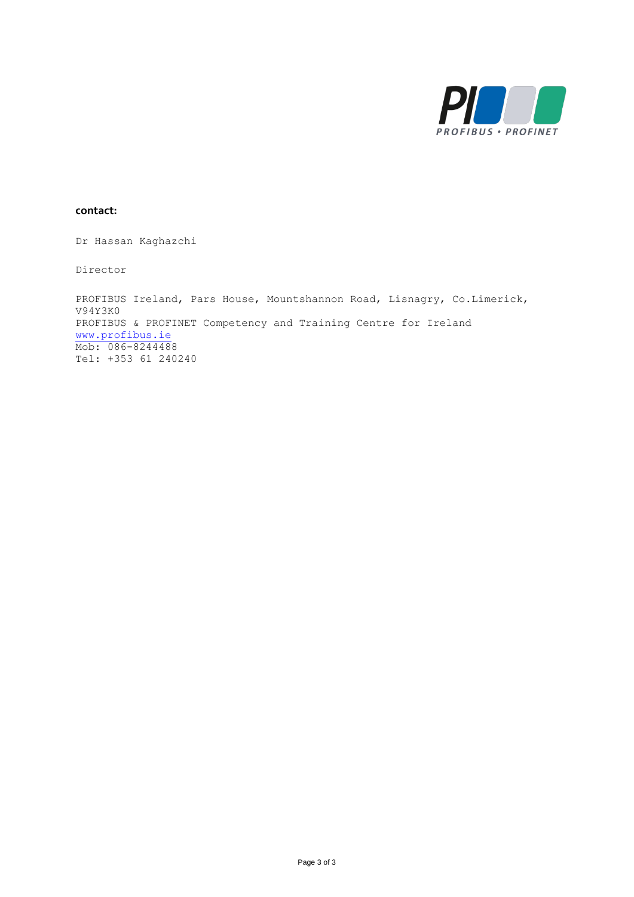**contact:**

Dr Hassan Kaghazchi

Director

PROFIBUS Ireland, Pars House, Mountshannon Road, Lisnagry, Co.Limerick, V94Y3K0
PROFIBUS & PROFINET Competency and Training Centre for Ireland
www.profibus.ie
Mob: 086-8244488
Tel: +353 61 240240